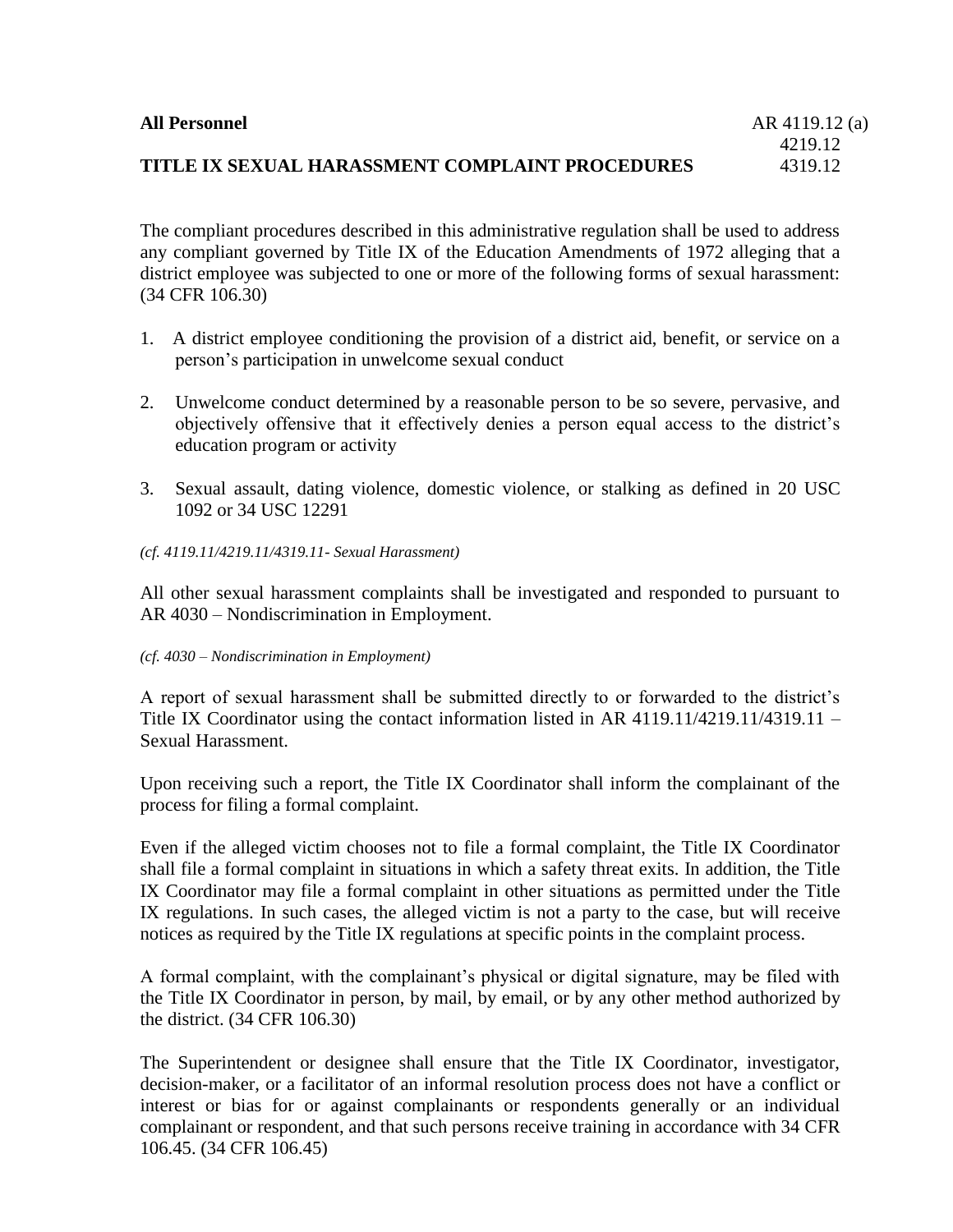**All Personnel** AR 4119.12 (a)
4219.12
4319.12

# TITLE IX SEXUAL HARASSMENT COMPLAINT PROCEDURES

The compliant procedures described in this administrative regulation shall be used to address any compliant governed by Title IX of the Education Amendments of 1972 alleging that a district employee was subjected to one or more of the following forms of sexual harassment: (34 CFR 106.30)

1. A district employee conditioning the provision of a district aid, benefit, or service on a person's participation in unwelcome sexual conduct

2. Unwelcome conduct determined by a reasonable person to be so severe, pervasive, and objectively offensive that it effectively denies a person equal access to the district's education program or activity

3. Sexual assault, dating violence, domestic violence, or stalking as defined in 20 USC 1092 or 34 USC 12291

*(cf. 4119.11/4219.11/4319.11- Sexual Harassment)*

All other sexual harassment complaints shall be investigated and responded to pursuant to AR 4030 – Nondiscrimination in Employment.

*(cf. 4030 – Nondiscrimination in Employment)*

A report of sexual harassment shall be submitted directly to or forwarded to the district's Title IX Coordinator using the contact information listed in AR 4119.11/4219.11/4319.11 – Sexual Harassment.

Upon receiving such a report, the Title IX Coordinator shall inform the complainant of the process for filing a formal complaint.

Even if the alleged victim chooses not to file a formal complaint, the Title IX Coordinator shall file a formal complaint in situations in which a safety threat exits. In addition, the Title IX Coordinator may file a formal complaint in other situations as permitted under the Title IX regulations. In such cases, the alleged victim is not a party to the case, but will receive notices as required by the Title IX regulations at specific points in the complaint process.

A formal complaint, with the complainant's physical or digital signature, may be filed with the Title IX Coordinator in person, by mail, by email, or by any other method authorized by the district. (34 CFR 106.30)

The Superintendent or designee shall ensure that the Title IX Coordinator, investigator, decision-maker, or a facilitator of an informal resolution process does not have a conflict or interest or bias for or against complainants or respondents generally or an individual complainant or respondent, and that such persons receive training in accordance with 34 CFR 106.45. (34 CFR 106.45)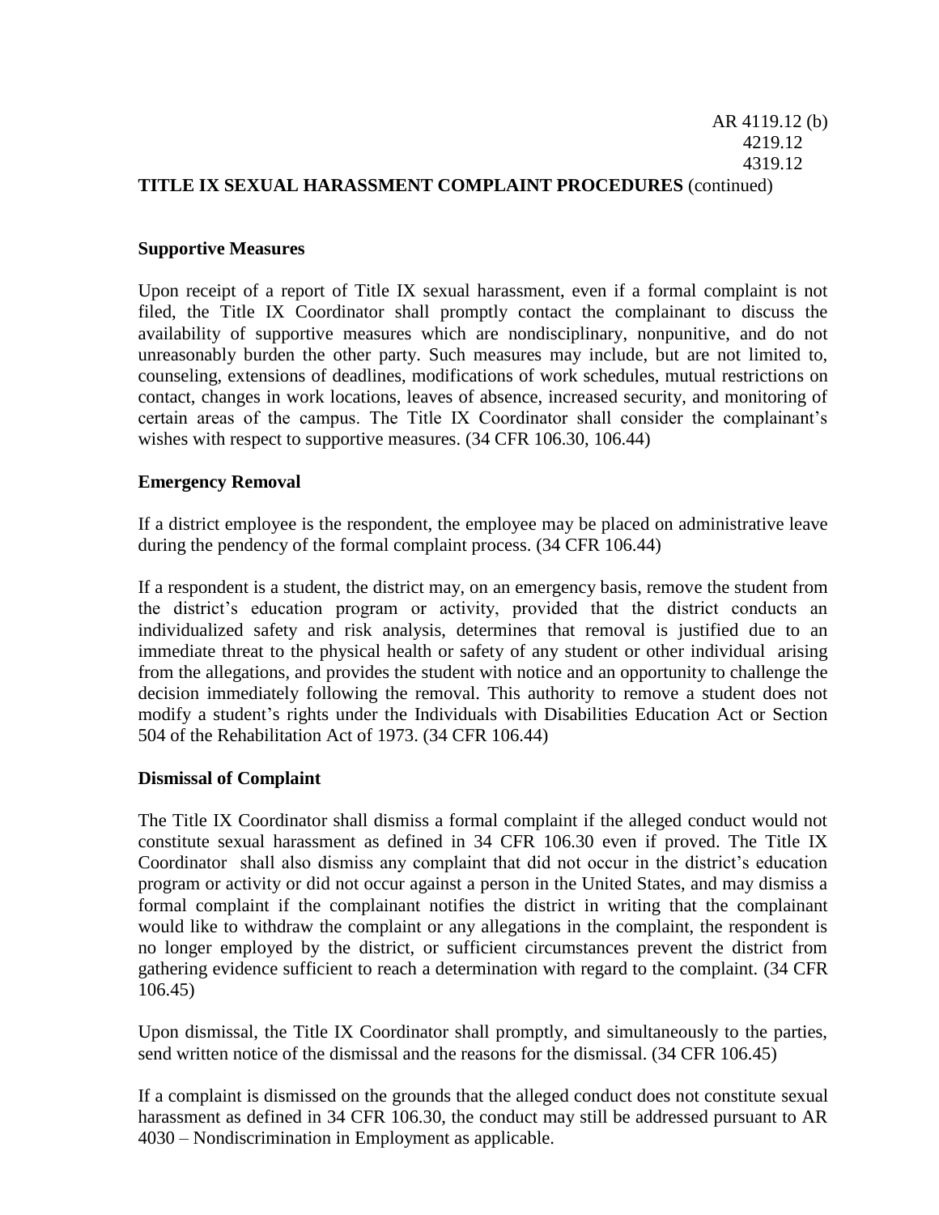## Supportive Measures

Upon receipt of a report of Title IX sexual harassment, even if a formal complaint is not filed, the Title IX Coordinator shall promptly contact the complainant to discuss the availability of supportive measures which are nondisciplinary, nonpunitive, and do not unreasonably burden the other party. Such measures may include, but are not limited to, counseling, extensions of deadlines, modifications of work schedules, mutual restrictions on contact, changes in work locations, leaves of absence, increased security, and monitoring of certain areas of the campus. The Title IX Coordinator shall consider the complainant's wishes with respect to supportive measures. (34 CFR 106.30, 106.44)

## Emergency Removal

If a district employee is the respondent, the employee may be placed on administrative leave during the pendency of the formal complaint process. (34 CFR 106.44)

If a respondent is a student, the district may, on an emergency basis, remove the student from the district's education program or activity, provided that the district conducts an individualized safety and risk analysis, determines that removal is justified due to an immediate threat to the physical health or safety of any student or other individual arising from the allegations, and provides the student with notice and an opportunity to challenge the decision immediately following the removal. This authority to remove a student does not modify a student's rights under the Individuals with Disabilities Education Act or Section 504 of the Rehabilitation Act of 1973. (34 CFR 106.44)

## Dismissal of Complaint

The Title IX Coordinator shall dismiss a formal complaint if the alleged conduct would not constitute sexual harassment as defined in 34 CFR 106.30 even if proved. The Title IX Coordinator shall also dismiss any complaint that did not occur in the district's education program or activity or did not occur against a person in the United States, and may dismiss a formal complaint if the complainant notifies the district in writing that the complainant would like to withdraw the complaint or any allegations in the complaint, the respondent is no longer employed by the district, or sufficient circumstances prevent the district from gathering evidence sufficient to reach a determination with regard to the complaint. (34 CFR 106.45)

Upon dismissal, the Title IX Coordinator shall promptly, and simultaneously to the parties, send written notice of the dismissal and the reasons for the dismissal. (34 CFR 106.45)

If a complaint is dismissed on the grounds that the alleged conduct does not constitute sexual harassment as defined in 34 CFR 106.30, the conduct may still be addressed pursuant to AR 4030 – Nondiscrimination in Employment as applicable.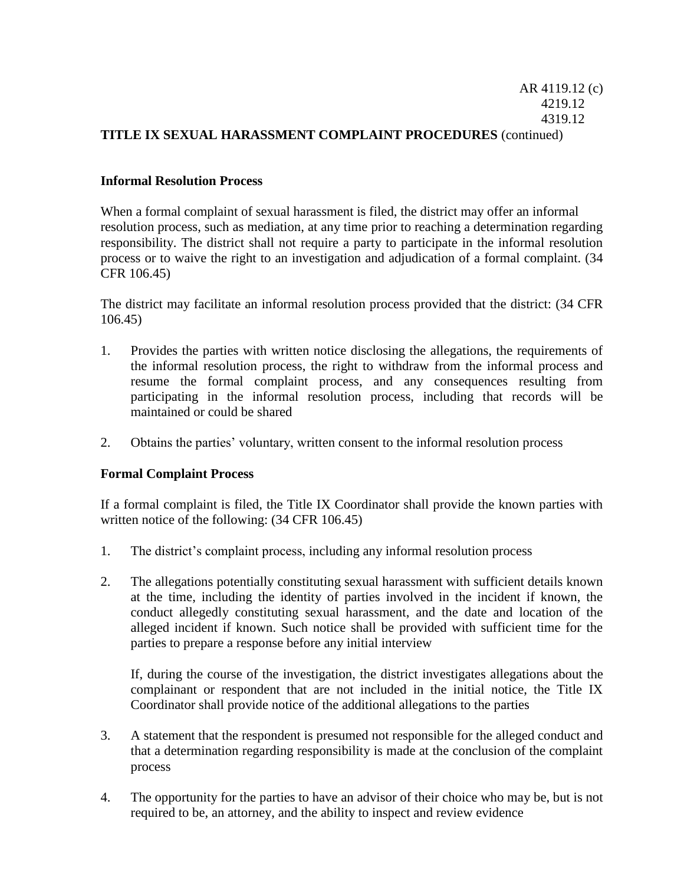**Informal Resolution Process**

When a formal complaint of sexual harassment is filed, the district may offer an informal resolution process, such as mediation, at any time prior to reaching a determination regarding responsibility. The district shall not require a party to participate in the informal resolution process or to waive the right to an investigation and adjudication of a formal complaint. (34 CFR 106.45)

The district may facilitate an informal resolution process provided that the district: (34 CFR 106.45)

1. Provides the parties with written notice disclosing the allegations, the requirements of the informal resolution process, the right to withdraw from the informal process and resume the formal complaint process, and any consequences resulting from participating in the informal resolution process, including that records will be maintained or could be shared

2. Obtains the parties' voluntary, written consent to the informal resolution process

**Formal Complaint Process**

If a formal complaint is filed, the Title IX Coordinator shall provide the known parties with written notice of the following: (34 CFR 106.45)

1. The district's complaint process, including any informal resolution process

2. The allegations potentially constituting sexual harassment with sufficient details known at the time, including the identity of parties involved in the incident if known, the conduct allegedly constituting sexual harassment, and the date and location of the alleged incident if known. Such notice shall be provided with sufficient time for the parties to prepare a response before any initial interview

   If, during the course of the investigation, the district investigates allegations about the complainant or respondent that are not included in the initial notice, the Title IX Coordinator shall provide notice of the additional allegations to the parties

3. A statement that the respondent is presumed not responsible for the alleged conduct and that a determination regarding responsibility is made at the conclusion of the complaint process

4. The opportunity for the parties to have an advisor of their choice who may be, but is not required to be, an attorney, and the ability to inspect and review evidence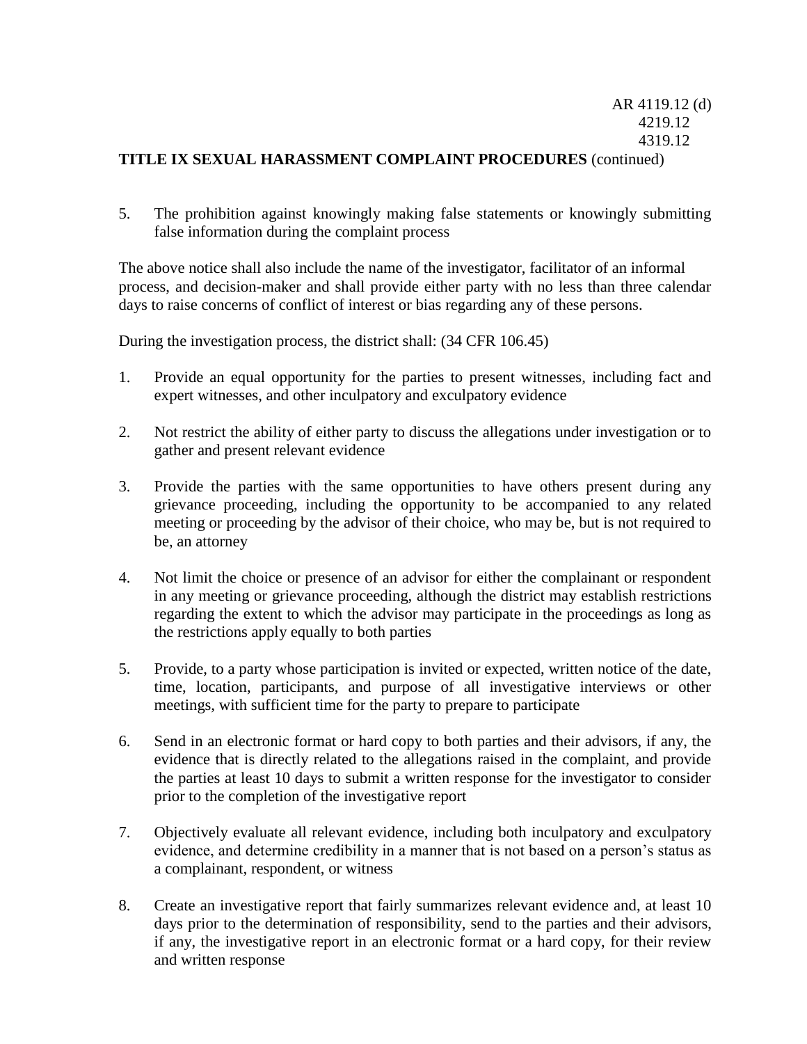5. The prohibition against knowingly making false statements or knowingly submitting false information during the complaint process

The above notice shall also include the name of the investigator, facilitator of an informal process, and decision-maker and shall provide either party with no less than three calendar days to raise concerns of conflict of interest or bias regarding any of these persons.

During the investigation process, the district shall: (34 CFR 106.45)

1. Provide an equal opportunity for the parties to present witnesses, including fact and expert witnesses, and other inculpatory and exculpatory evidence

2. Not restrict the ability of either party to discuss the allegations under investigation or to gather and present relevant evidence

3. Provide the parties with the same opportunities to have others present during any grievance proceeding, including the opportunity to be accompanied to any related meeting or proceeding by the advisor of their choice, who may be, but is not required to be, an attorney

4. Not limit the choice or presence of an advisor for either the complainant or respondent in any meeting or grievance proceeding, although the district may establish restrictions regarding the extent to which the advisor may participate in the proceedings as long as the restrictions apply equally to both parties

5. Provide, to a party whose participation is invited or expected, written notice of the date, time, location, participants, and purpose of all investigative interviews or other meetings, with sufficient time for the party to prepare to participate

6. Send in an electronic format or hard copy to both parties and their advisors, if any, the evidence that is directly related to the allegations raised in the complaint, and provide the parties at least 10 days to submit a written response for the investigator to consider prior to the completion of the investigative report

7. Objectively evaluate all relevant evidence, including both inculpatory and exculpatory evidence, and determine credibility in a manner that is not based on a person's status as a complainant, respondent, or witness

8. Create an investigative report that fairly summarizes relevant evidence and, at least 10 days prior to the determination of responsibility, send to the parties and their advisors, if any, the investigative report in an electronic format or a hard copy, for their review and written response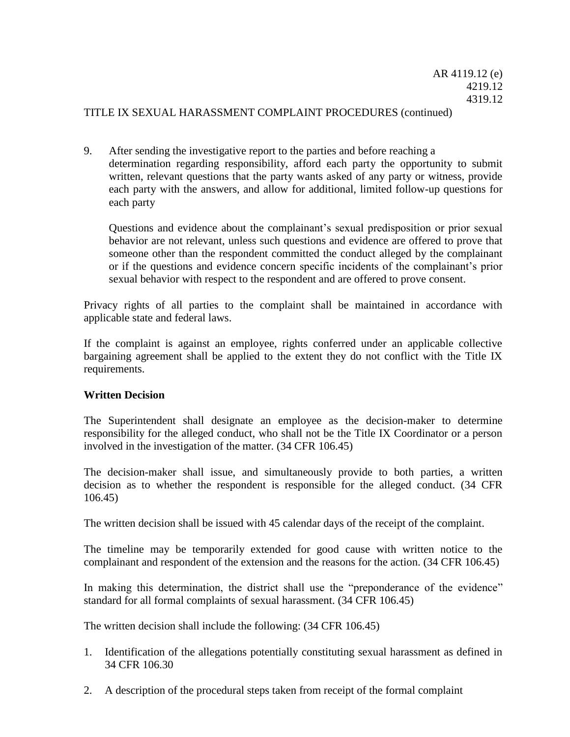9. After sending the investigative report to the parties and before reaching a determination regarding responsibility, afford each party the opportunity to submit written, relevant questions that the party wants asked of any party or witness, provide each party with the answers, and allow for additional, limited follow-up questions for each party

   Questions and evidence about the complainant's sexual predisposition or prior sexual behavior are not relevant, unless such questions and evidence are offered to prove that someone other than the respondent committed the conduct alleged by the complainant or if the questions and evidence concern specific incidents of the complainant's prior sexual behavior with respect to the respondent and are offered to prove consent.

Privacy rights of all parties to the complaint shall be maintained in accordance with applicable state and federal laws.

If the complaint is against an employee, rights conferred under an applicable collective bargaining agreement shall be applied to the extent they do not conflict with the Title IX requirements.

**Written Decision**

The Superintendent shall designate an employee as the decision-maker to determine responsibility for the alleged conduct, who shall not be the Title IX Coordinator or a person involved in the investigation of the matter. (34 CFR 106.45)

The decision-maker shall issue, and simultaneously provide to both parties, a written decision as to whether the respondent is responsible for the alleged conduct. (34 CFR 106.45)

The written decision shall be issued with 45 calendar days of the receipt of the complaint.

The timeline may be temporarily extended for good cause with written notice to the complainant and respondent of the extension and the reasons for the action. (34 CFR 106.45)

In making this determination, the district shall use the "preponderance of the evidence" standard for all formal complaints of sexual harassment. (34 CFR 106.45)

The written decision shall include the following: (34 CFR 106.45)

1. Identification of the allegations potentially constituting sexual harassment as defined in 34 CFR 106.30

2. A description of the procedural steps taken from receipt of the formal complaint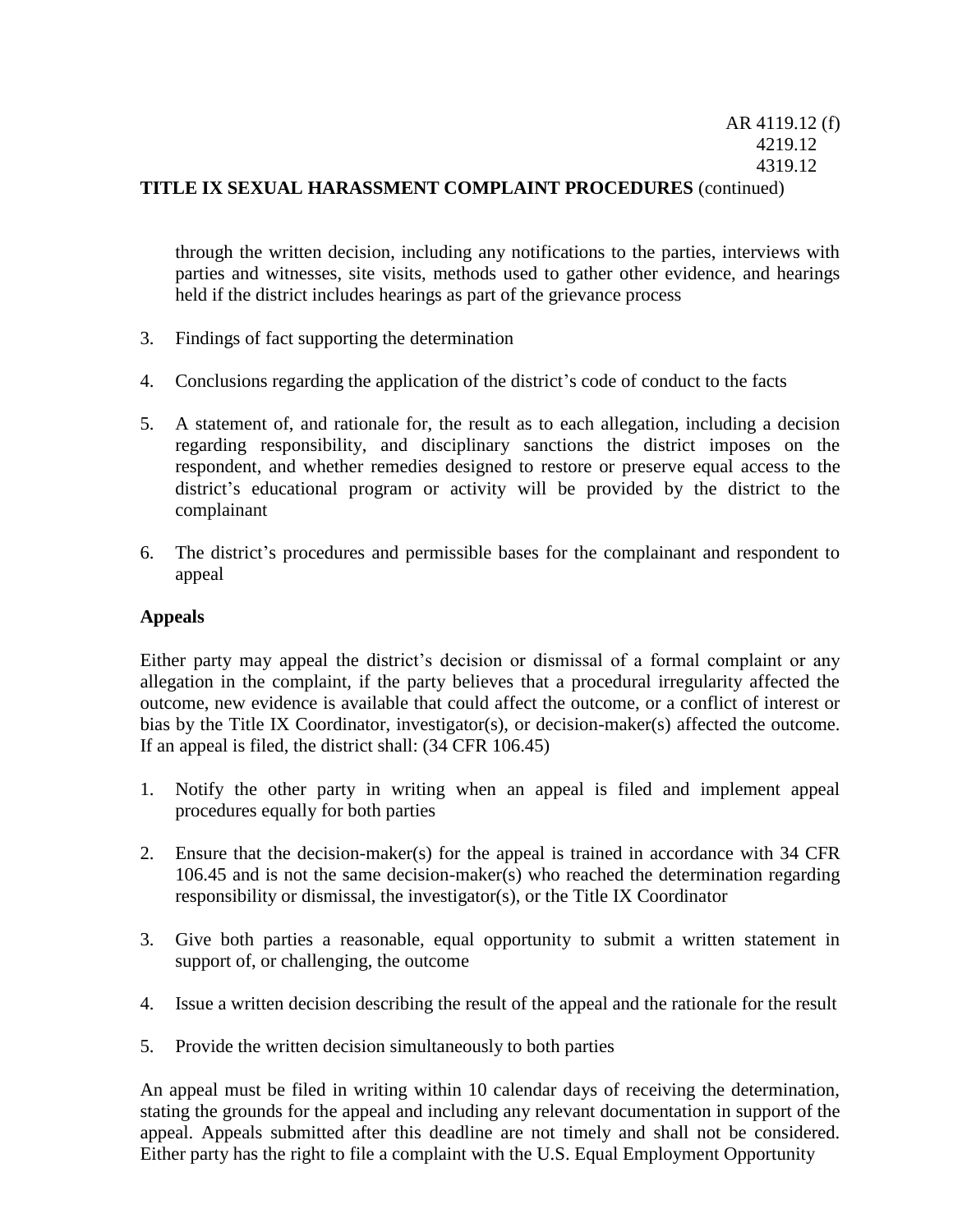through the written decision, including any notifications to the parties, interviews with parties and witnesses, site visits, methods used to gather other evidence, and hearings held if the district includes hearings as part of the grievance process

3. Findings of fact supporting the determination

4. Conclusions regarding the application of the district's code of conduct to the facts

5. A statement of, and rationale for, the result as to each allegation, including a decision regarding responsibility, and disciplinary sanctions the district imposes on the respondent, and whether remedies designed to restore or preserve equal access to the district's educational program or activity will be provided by the district to the complainant

6. The district's procedures and permissible bases for the complainant and respondent to appeal

**Appeals**

Either party may appeal the district's decision or dismissal of a formal complaint or any allegation in the complaint, if the party believes that a procedural irregularity affected the outcome, new evidence is available that could affect the outcome, or a conflict of interest or bias by the Title IX Coordinator, investigator(s), or decision-maker(s) affected the outcome. If an appeal is filed, the district shall: (34 CFR 106.45)

1. Notify the other party in writing when an appeal is filed and implement appeal procedures equally for both parties

2. Ensure that the decision-maker(s) for the appeal is trained in accordance with 34 CFR 106.45 and is not the same decision-maker(s) who reached the determination regarding responsibility or dismissal, the investigator(s), or the Title IX Coordinator

3. Give both parties a reasonable, equal opportunity to submit a written statement in support of, or challenging, the outcome

4. Issue a written decision describing the result of the appeal and the rationale for the result

5. Provide the written decision simultaneously to both parties

An appeal must be filed in writing within 10 calendar days of receiving the determination, stating the grounds for the appeal and including any relevant documentation in support of the appeal. Appeals submitted after this deadline are not timely and shall not be considered. Either party has the right to file a complaint with the U.S. Equal Employment Opportunity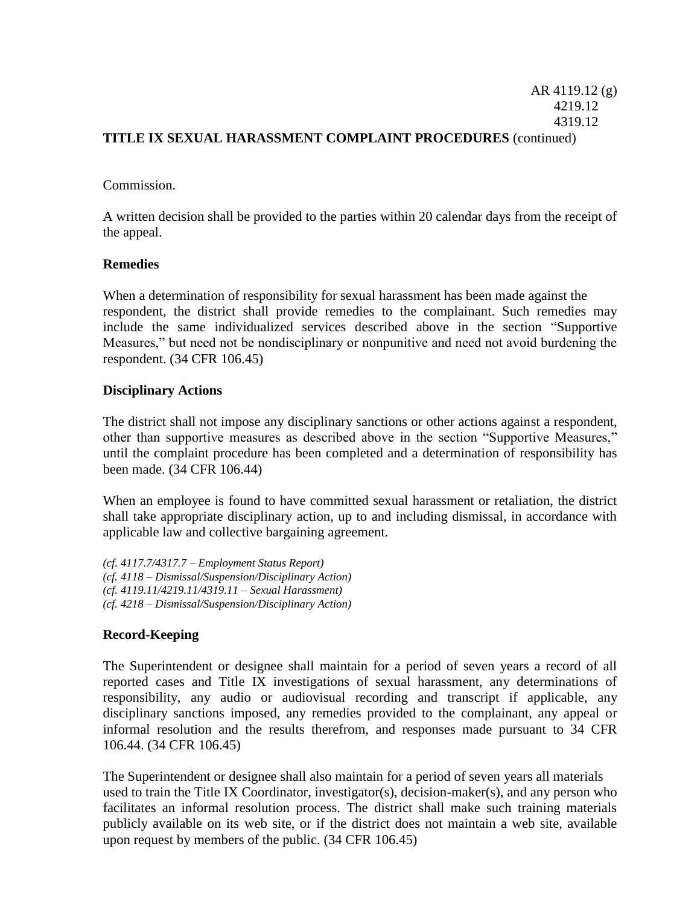Commission.

A written decision shall be provided to the parties within 20 calendar days from the receipt of the appeal.

**Remedies**

When a determination of responsibility for sexual harassment has been made against the respondent, the district shall provide remedies to the complainant. Such remedies may include the same individualized services described above in the section "Supportive Measures," but need not be nondisciplinary or nonpunitive and need not avoid burdening the respondent. (34 CFR 106.45)

**Disciplinary Actions**

The district shall not impose any disciplinary sanctions or other actions against a respondent, other than supportive measures as described above in the section "Supportive Measures," until the complaint procedure has been completed and a determination of responsibility has been made. (34 CFR 106.44)

When an employee is found to have committed sexual harassment or retaliation, the district shall take appropriate disciplinary action, up to and including dismissal, in accordance with applicable law and collective bargaining agreement.

*(cf. 4117.7/4317.7 – Employment Status Report)*
*(cf. 4118 – Dismissal/Suspension/Disciplinary Action)*
*(cf. 4119.11/4219.11/4319.11 – Sexual Harassment)*
*(cf. 4218 – Dismissal/Suspension/Disciplinary Action)*

**Record-Keeping**

The Superintendent or designee shall maintain for a period of seven years a record of all reported cases and Title IX investigations of sexual harassment, any determinations of responsibility, any audio or audiovisual recording and transcript if applicable, any disciplinary sanctions imposed, any remedies provided to the complainant, any appeal or informal resolution and the results therefrom, and responses made pursuant to 34 CFR 106.44. (34 CFR 106.45)

The Superintendent or designee shall also maintain for a period of seven years all materials used to train the Title IX Coordinator, investigator(s), decision-maker(s), and any person who facilitates an informal resolution process. The district shall make such training materials publicly available on its web site, or if the district does not maintain a web site, available upon request by members of the public. (34 CFR 106.45)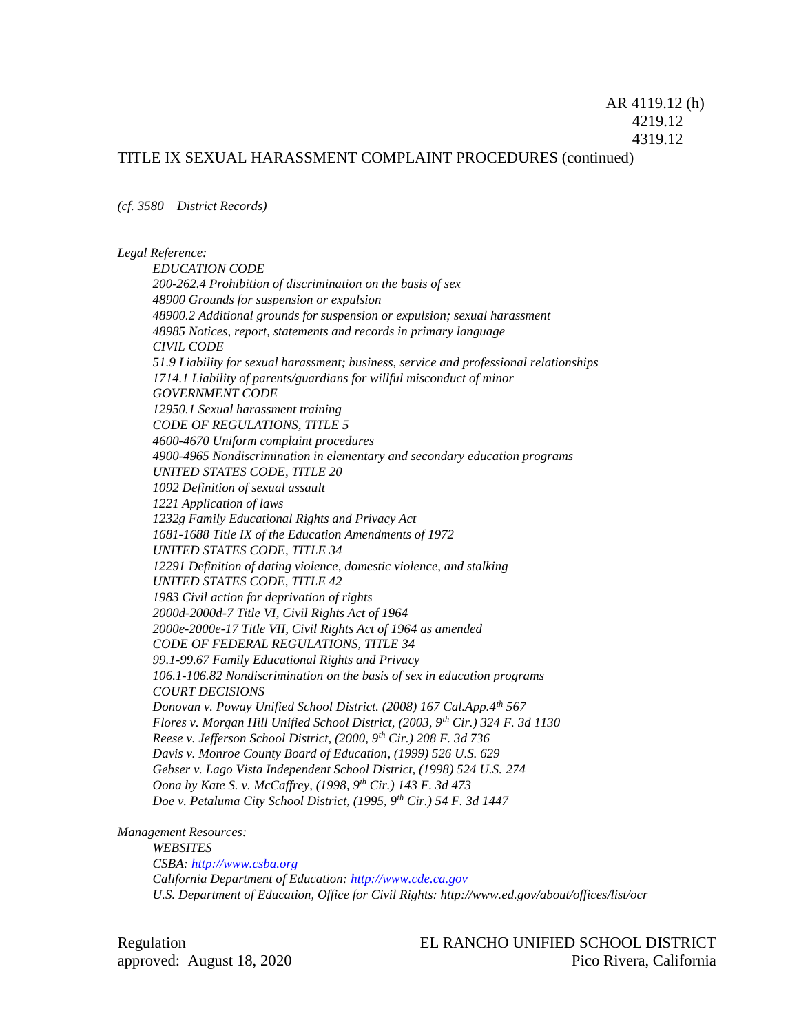*(cf. 3580 – District Records)*

*Legal Reference:*

*EDUCATION CODE*
*200-262.4 Prohibition of discrimination on the basis of sex*
*48900 Grounds for suspension or expulsion*
*48900.2 Additional grounds for suspension or expulsion; sexual harassment*
*48985 Notices, report, statements and records in primary language*
*CIVIL CODE*
*51.9 Liability for sexual harassment; business, service and professional relationships*
*1714.1 Liability of parents/guardians for willful misconduct of minor*
*GOVERNMENT CODE*
*12950.1 Sexual harassment training*
*CODE OF REGULATIONS, TITLE 5*
*4600-4670 Uniform complaint procedures*
*4900-4965 Nondiscrimination in elementary and secondary education programs*
*UNITED STATES CODE, TITLE 20*
*1092 Definition of sexual assault*
*1221 Application of laws*
*1232g Family Educational Rights and Privacy Act*
*1681-1688 Title IX of the Education Amendments of 1972*
*UNITED STATES CODE, TITLE 34*
*12291 Definition of dating violence, domestic violence, and stalking*
*UNITED STATES CODE, TITLE 42*
*1983 Civil action for deprivation of rights*
*2000d-2000d-7 Title VI, Civil Rights Act of 1964*
*2000e-2000e-17 Title VII, Civil Rights Act of 1964 as amended*
*CODE OF FEDERAL REGULATIONS, TITLE 34*
*99.1-99.67 Family Educational Rights and Privacy*
*106.1-106.82 Nondiscrimination on the basis of sex in education programs*
*COURT DECISIONS*
*Donovan v. Poway Unified School District. (2008) 167 Cal.App.4th 567*
*Flores v. Morgan Hill Unified School District, (2003, 9th Cir.) 324 F. 3d 1130*
*Reese v. Jefferson School District, (2000, 9th Cir.) 208 F. 3d 736*
*Davis v. Monroe County Board of Education, (1999) 526 U.S. 629*
*Gebser v. Lago Vista Independent School District, (1998) 524 U.S. 274*
*Oona by Kate S. v. McCaffrey, (1998, 9th Cir.) 143 F. 3d 473*
*Doe v. Petaluma City School District, (1995, 9th Cir.) 54 F. 3d 1447*

*Management Resources:*

*WEBSITES*
*CSBA: http://www.csba.org*
*California Department of Education: http://www.cde.ca.gov*
*U.S. Department of Education, Office for Civil Rights: http://www.ed.gov/about/offices/list/ocr*

Regulation
approved: August 18, 2020

EL RANCHO UNIFIED SCHOOL DISTRICT
Pico Rivera, California